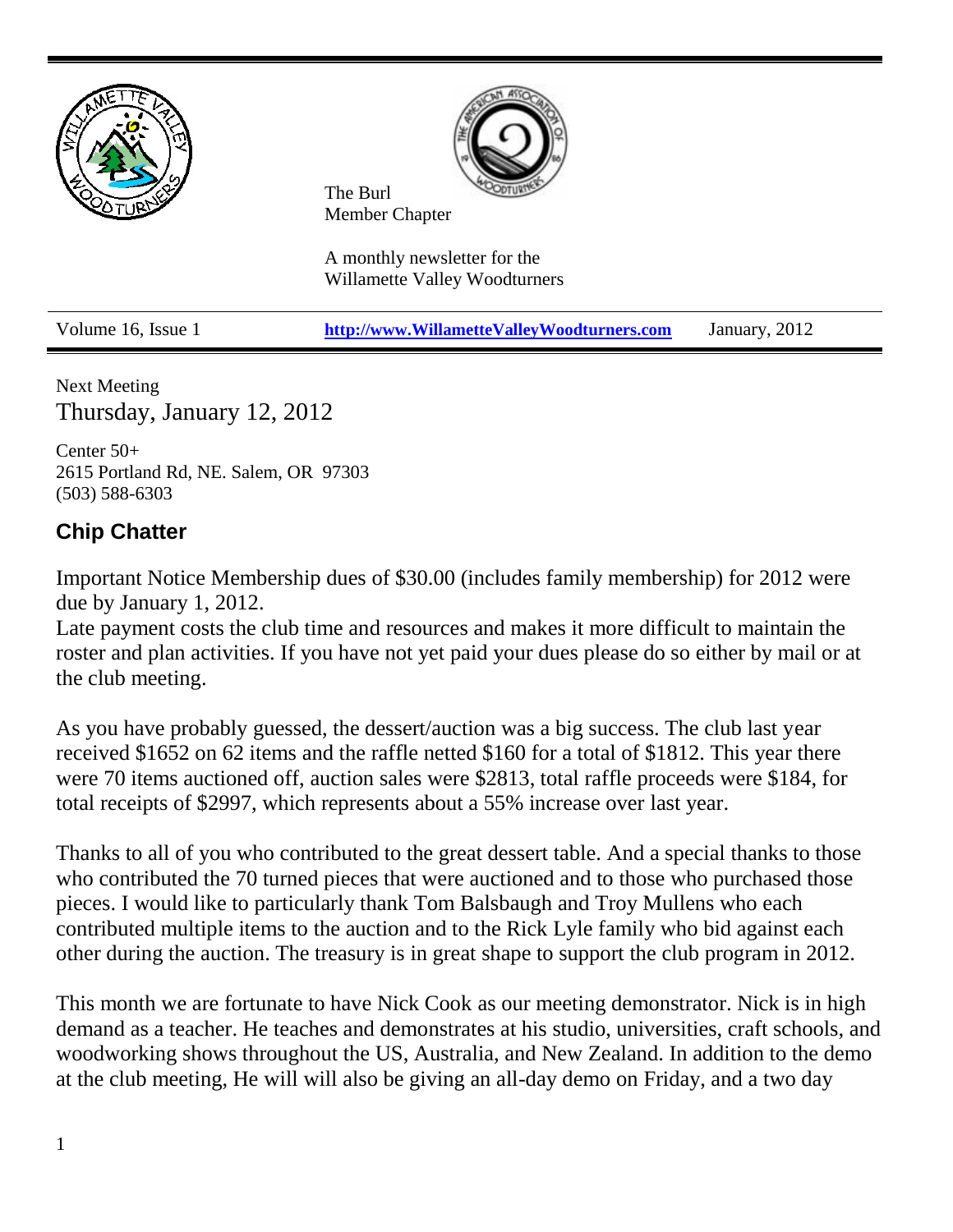The Burl
Member Chapter

A monthly newsletter for the
Willamette Valley Woodturners

Volume 16, Issue 1 | **http://www.WillametteValleyWoodturners.com** | January, 2012

Next Meeting
Thursday, January 12, 2012

Center 50+
2615 Portland Rd, NE. Salem, OR 97303
(503) 588-6303

## Chip Chatter

Important Notice Membership dues of $30.00 (includes family membership) for 2012 were due by January 1, 2012.
Late payment costs the club time and resources and makes it more difficult to maintain the roster and plan activities. If you have not yet paid your dues please do so either by mail or at the club meeting.

As you have probably guessed, the dessert/auction was a big success. The club last year received $1652 on 62 items and the raffle netted $160 for a total of $1812. This year there were 70 items auctioned off, auction sales were $2813, total raffle proceeds were $184, for total receipts of $2997, which represents about a 55% increase over last year.

Thanks to all of you who contributed to the great dessert table. And a special thanks to those who contributed the 70 turned pieces that were auctioned and to those who purchased those pieces. I would like to particularly thank Tom Balsbaugh and Troy Mullens who each contributed multiple items to the auction and to the Rick Lyle family who bid against each other during the auction. The treasury is in great shape to support the club program in 2012.

This month we are fortunate to have Nick Cook as our meeting demonstrator. Nick is in high demand as a teacher. He teaches and demonstrates at his studio, universities, craft schools, and woodworking shows throughout the US, Australia, and New Zealand. In addition to the demo at the club meeting, He will will also be giving an all-day demo on Friday, and a two day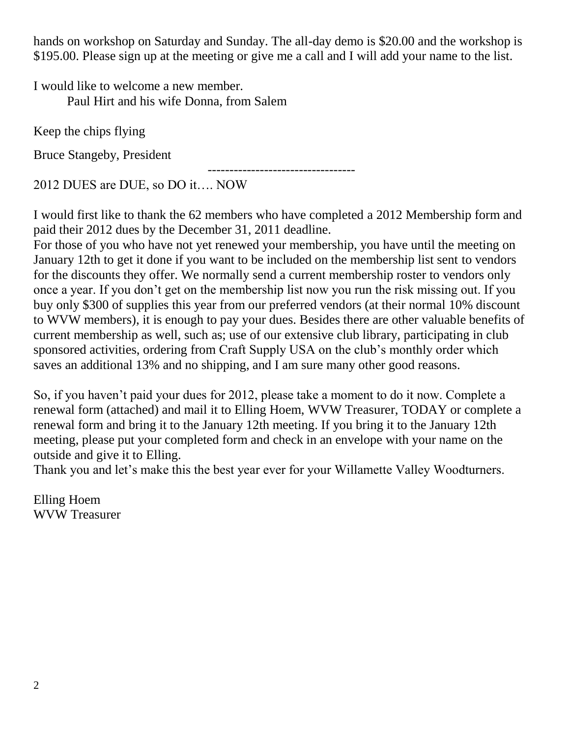hands on workshop on Saturday and Sunday. The all-day demo is $20.00 and the workshop is $195.00. Please sign up at the meeting or give me a call and I will add your name to the list.

I would like to welcome a new member.

Paul Hirt and his wife Donna, from Salem

Keep the chips flying

Bruce Stangeby, President

---

2012 DUES are DUE, so DO it…. NOW

I would first like to thank the 62 members who have completed a 2012 Membership form and paid their 2012 dues by the December 31, 2011 deadline.

For those of you who have not yet renewed your membership, you have until the meeting on January 12th to get it done if you want to be included on the membership list sent to vendors for the discounts they offer. We normally send a current membership roster to vendors only once a year. If you don't get on the membership list now you run the risk missing out. If you buy only $300 of supplies this year from our preferred vendors (at their normal 10% discount to WVW members), it is enough to pay your dues. Besides there are other valuable benefits of current membership as well, such as; use of our extensive club library, participating in club sponsored activities, ordering from Craft Supply USA on the club's monthly order which saves an additional 13% and no shipping, and I am sure many other good reasons.

So, if you haven't paid your dues for 2012, please take a moment to do it now. Complete a renewal form (attached) and mail it to Elling Hoem, WVW Treasurer, TODAY or complete a renewal form and bring it to the January 12th meeting. If you bring it to the January 12th meeting, please put your completed form and check in an envelope with your name on the outside and give it to Elling.

Thank you and let's make this the best year ever for your Willamette Valley Woodturners.

Elling Hoem
WVW Treasurer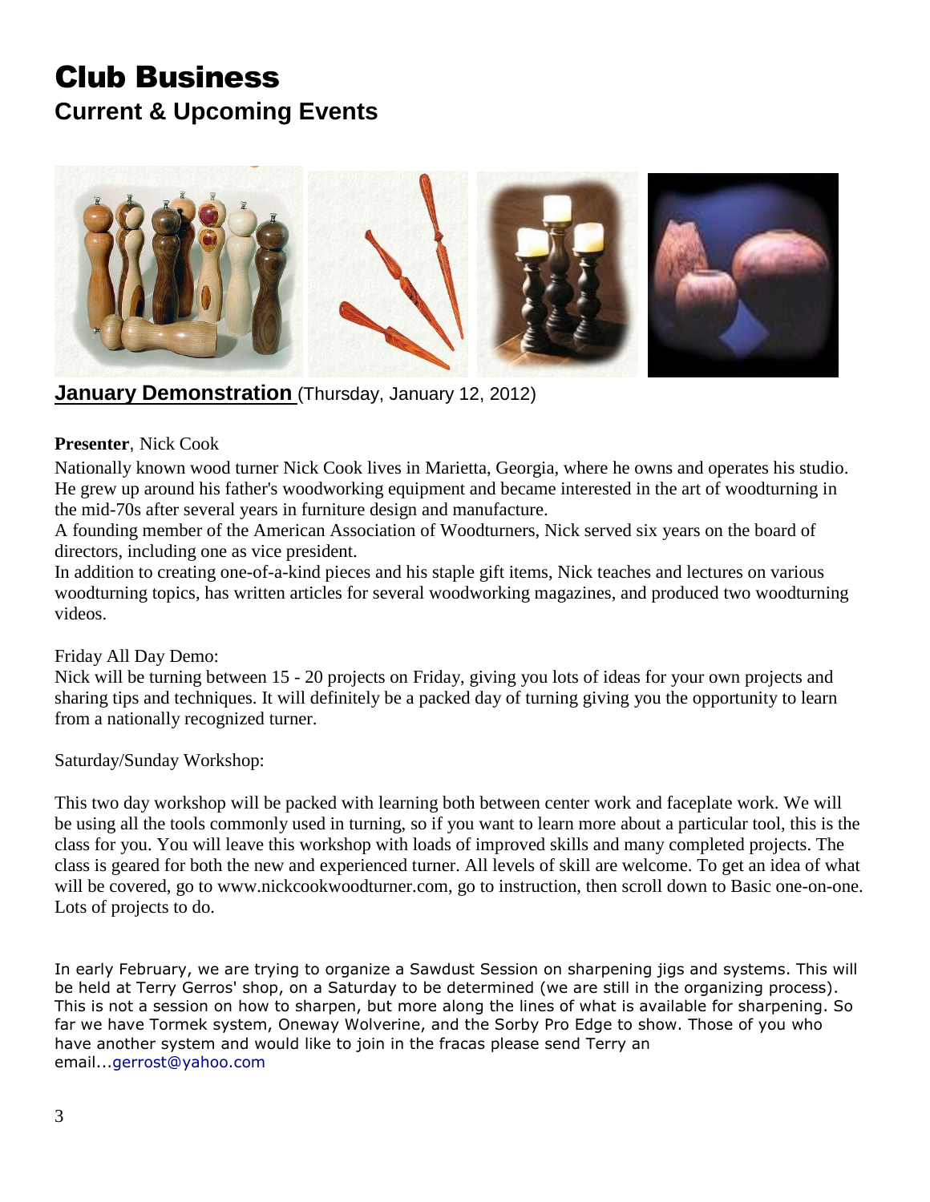# Club Business

## Current & Upcoming Events

**January Demonstration** (Thursday, January 12, 2012)

**Presenter**, Nick Cook

Nationally known wood turner Nick Cook lives in Marietta, Georgia, where he owns and operates his studio. He grew up around his father's woodworking equipment and became interested in the art of woodturning in the mid-70s after several years in furniture design and manufacture.

A founding member of the American Association of Woodturners, Nick served six years on the board of directors, including one as vice president.

In addition to creating one-of-a-kind pieces and his staple gift items, Nick teaches and lectures on various woodturning topics, has written articles for several woodworking magazines, and produced two woodturning videos.

Friday All Day Demo:

Nick will be turning between 15 - 20 projects on Friday, giving you lots of ideas for your own projects and sharing tips and techniques. It will definitely be a packed day of turning giving you the opportunity to learn from a nationally recognized turner.

Saturday/Sunday Workshop:

This two day workshop will be packed with learning both between center work and faceplate work. We will be using all the tools commonly used in turning, so if you want to learn more about a particular tool, this is the class for you. You will leave this workshop with loads of improved skills and many completed projects. The class is geared for both the new and experienced turner. All levels of skill are welcome. To get an idea of what will be covered, go to www.nickcookwoodturner.com, go to instruction, then scroll down to Basic one-on-one. Lots of projects to do.

In early February, we are trying to organize a Sawdust Session on sharpening jigs and systems. This will be held at Terry Gerros' shop, on a Saturday to be determined (we are still in the organizing process). This is not a session on how to sharpen, but more along the lines of what is available for sharpening. So far we have Tormek system, Oneway Wolverine, and the Sorby Pro Edge to show. Those of you who have another system and would like to join in the fracas please send Terry an email...gerrost@yahoo.com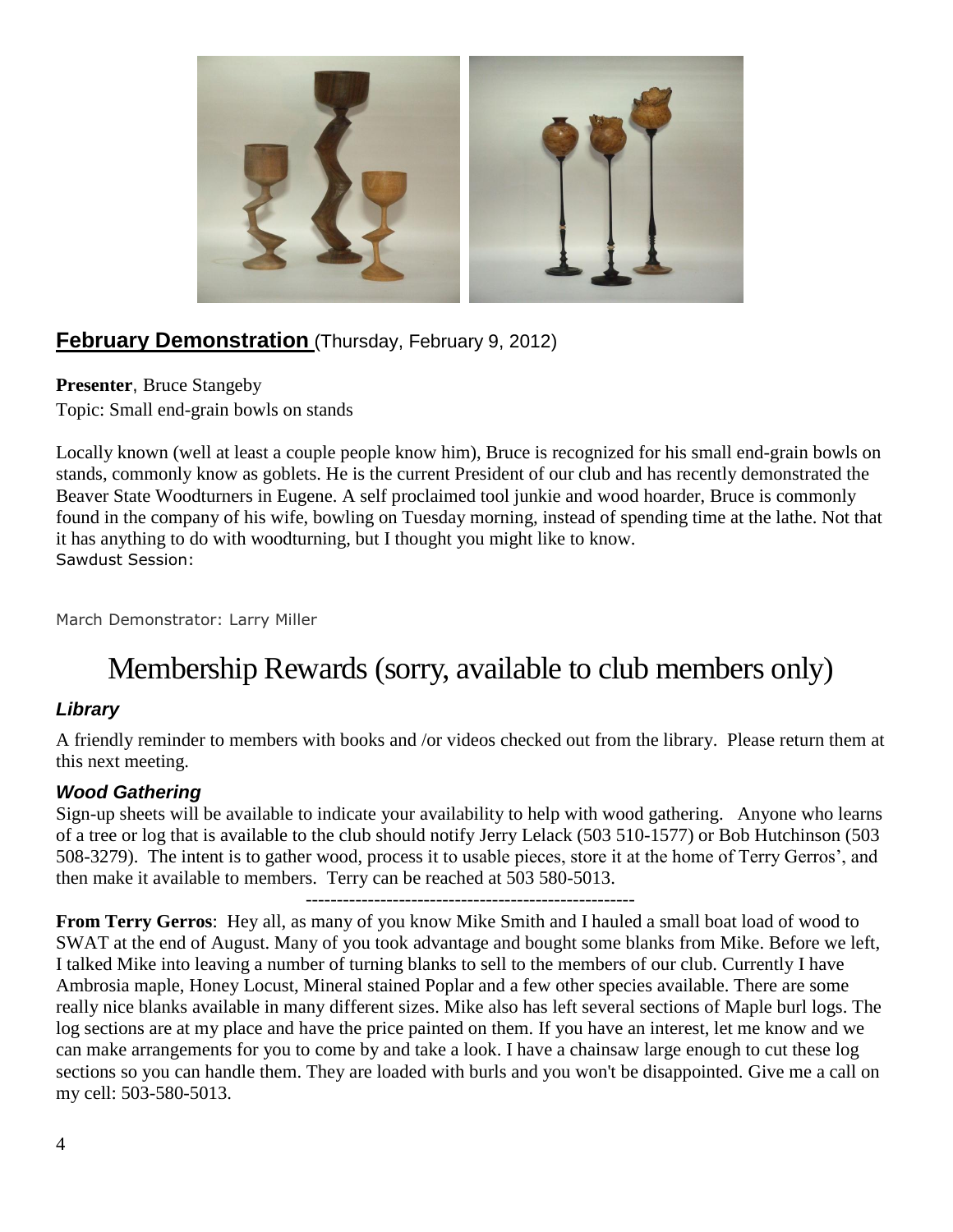## February Demonstration (Thursday, February 9, 2012)

**Presenter**, Bruce Stangeby

Topic: Small end-grain bowls on stands

Locally known (well at least a couple people know him), Bruce is recognized for his small end-grain bowls on stands, commonly know as goblets. He is the current President of our club and has recently demonstrated the Beaver State Woodturners in Eugene. A self proclaimed tool junkie and wood hoarder, Bruce is commonly found in the company of his wife, bowling on Tuesday morning, instead of spending time at the lathe. Not that it has anything to do with woodturning, but I thought you might like to know.

Sawdust Session:

March Demonstrator: Larry Miller

# Membership Rewards (sorry, available to club members only)

### *Library*

A friendly reminder to members with books and /or videos checked out from the library. Please return them at this next meeting.

### *Wood Gathering*

Sign-up sheets will be available to indicate your availability to help with wood gathering. Anyone who learns of a tree or log that is available to the club should notify Jerry Lelack (503 510-1577) or Bob Hutchinson (503 508-3279). The intent is to gather wood, process it to usable pieces, store it at the home of Terry Gerros', and then make it available to members. Terry can be reached at 503 580-5013.

-----------------------------------------------------

**From Terry Gerros**: Hey all, as many of you know Mike Smith and I hauled a small boat load of wood to SWAT at the end of August. Many of you took advantage and bought some blanks from Mike. Before we left, I talked Mike into leaving a number of turning blanks to sell to the members of our club. Currently I have Ambrosia maple, Honey Locust, Mineral stained Poplar and a few other species available. There are some really nice blanks available in many different sizes. Mike also has left several sections of Maple burl logs. The log sections are at my place and have the price painted on them. If you have an interest, let me know and we can make arrangements for you to come by and take a look. I have a chainsaw large enough to cut these log sections so you can handle them. They are loaded with burls and you won't be disappointed. Give me a call on my cell: 503-580-5013.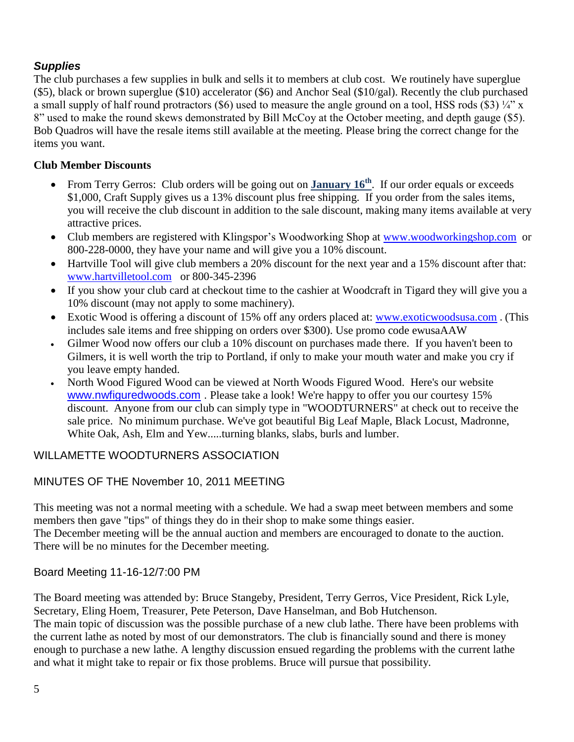### *Supplies*

The club purchases a few supplies in bulk and sells it to members at club cost. We routinely have superglue ($5), black or brown superglue ($10) accelerator ($6) and Anchor Seal ($10/gal). Recently the club purchased a small supply of half round protractors ($6) used to measure the angle ground on a tool, HSS rods ($3) ¼" x 8" used to make the round skews demonstrated by Bill McCoy at the October meeting, and depth gauge ($5). Bob Quadros will have the resale items still available at the meeting. Please bring the correct change for the items you want.

**Club Member Discounts**

- From Terry Gerros: Club orders will be going out on **January 16th**. If our order equals or exceeds $1,000, Craft Supply gives us a 13% discount plus free shipping. If you order from the sales items, you will receive the club discount in addition to the sale discount, making many items available at very attractive prices.
- Club members are registered with Klingspor's Woodworking Shop at www.woodworkingshop.com or 800-228-0000, they have your name and will give you a 10% discount.
- Hartville Tool will give club members a 20% discount for the next year and a 15% discount after that: www.hartvilletool.com or 800-345-2396
- If you show your club card at checkout time to the cashier at Woodcraft in Tigard they will give you a 10% discount (may not apply to some machinery).
- Exotic Wood is offering a discount of 15% off any orders placed at: www.exoticwoodsusa.com . (This includes sale items and free shipping on orders over $300). Use promo code ewusaAAW
- Gilmer Wood now offers our club a 10% discount on purchases made there. If you haven't been to Gilmers, it is well worth the trip to Portland, if only to make your mouth water and make you cry if you leave empty handed.
- North Wood Figured Wood can be viewed at North Woods Figured Wood. Here's our website www.nwfiguredwoods.com . Please take a look! We're happy to offer you our courtesy 15% discount. Anyone from our club can simply type in "WOODTURNERS" at check out to receive the sale price. No minimum purchase. We've got beautiful Big Leaf Maple, Black Locust, Madronne, White Oak, Ash, Elm and Yew.....turning blanks, slabs, burls and lumber.

## WILLAMETTE WOODTURNERS ASSOCIATION

## MINUTES OF THE November 10, 2011 MEETING

This meeting was not a normal meeting with a schedule. We had a swap meet between members and some members then gave "tips" of things they do in their shop to make some things easier.
The December meeting will be the annual auction and members are encouraged to donate to the auction. There will be no minutes for the December meeting.

## Board Meeting 11-16-12/7:00 PM

The Board meeting was attended by: Bruce Stangeby, President, Terry Gerros, Vice President, Rick Lyle, Secretary, Eling Hoem, Treasurer, Pete Peterson, Dave Hanselman, and Bob Hutchenson.
The main topic of discussion was the possible purchase of a new club lathe. There have been problems with the current lathe as noted by most of our demonstrators. The club is financially sound and there is money enough to purchase a new lathe. A lengthy discussion ensued regarding the problems with the current lathe and what it might take to repair or fix those problems. Bruce will pursue that possibility.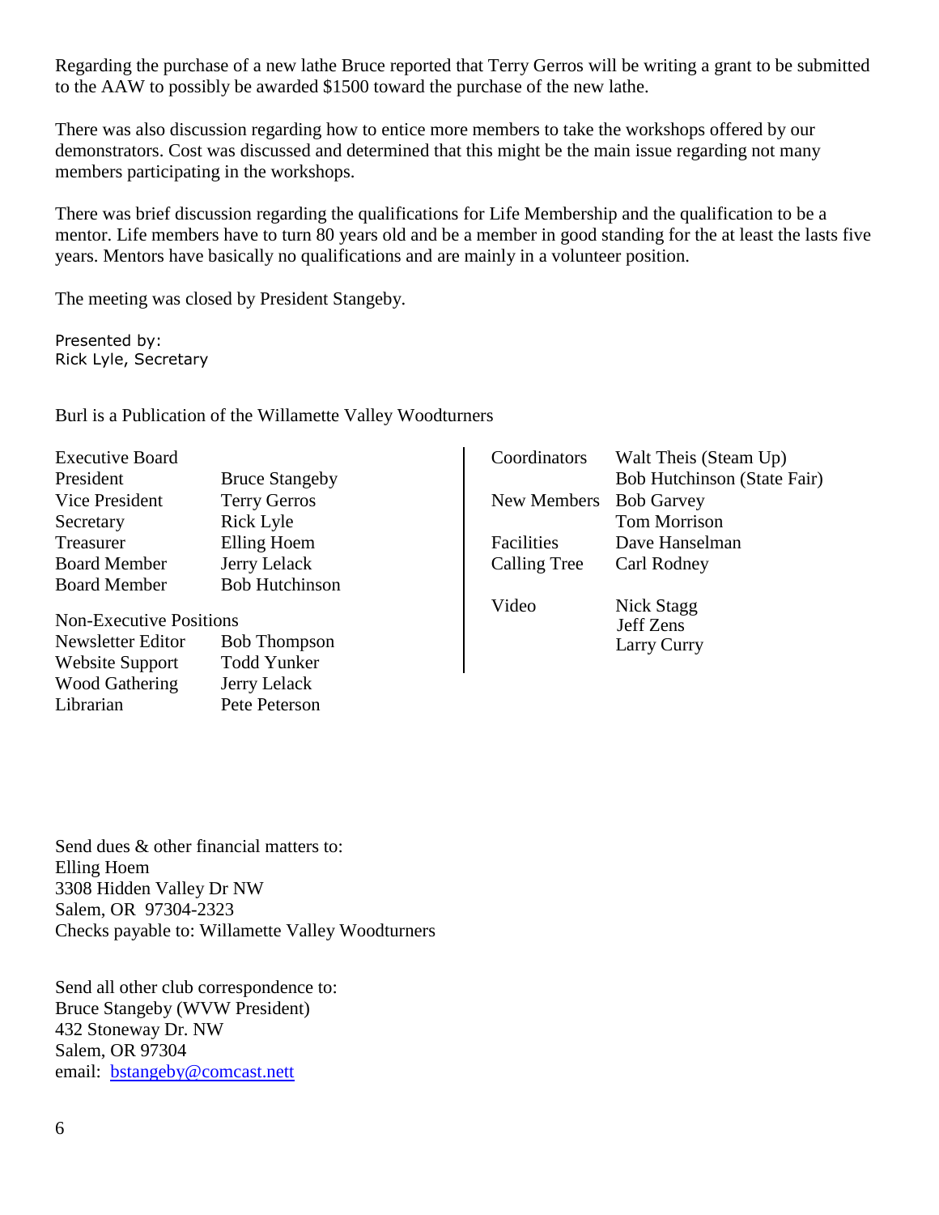Regarding the purchase of a new lathe Bruce reported that Terry Gerros will be writing a grant to be submitted to the AAW to possibly be awarded $1500 toward the purchase of the new lathe.

There was also discussion regarding how to entice more members to take the workshops offered by our demonstrators. Cost was discussed and determined that this might be the main issue regarding not many members participating in the workshops.

There was brief discussion regarding the qualifications for Life Membership and the qualification to be a mentor. Life members have to turn 80 years old and be a member in good standing for the at least the lasts five years. Mentors have basically no qualifications and are mainly in a volunteer position.

The meeting was closed by President Stangeby.

Presented by:
Rick Lyle, Secretary

Burl is a Publication of the Willamette Valley Woodturners

Executive Board

| | |
|---|---|
| President | Bruce Stangeby |
| Vice President | Terry Gerros |
| Secretary | Rick Lyle |
| Treasurer | Elling Hoem |
| Board Member | Jerry Lelack |
| Board Member | Bob Hutchinson |

Non-Executive Positions

| | |
|---|---|
| Newsletter Editor | Bob Thompson |
| Website Support | Todd Yunker |
| Wood Gathering | Jerry Lelack |
| Librarian | Pete Peterson |

| | |
|---|---|
| Coordinators | Walt Theis (Steam Up) |
| | Bob Hutchinson (State Fair) |
| New Members | Bob Garvey |
| | Tom Morrison |
| Facilities | Dave Hanselman |
| Calling Tree | Carl Rodney |
| Video | Nick Stagg |
| | Jeff Zens |
| | Larry Curry |

Send dues & other financial matters to:
Elling Hoem
3308 Hidden Valley Dr NW
Salem, OR 97304-2323
Checks payable to: Willamette Valley Woodturners

Send all other club correspondence to:
Bruce Stangeby (WVW President)
432 Stoneway Dr. NW
Salem, OR 97304
email: bstangeby@comcast.nett